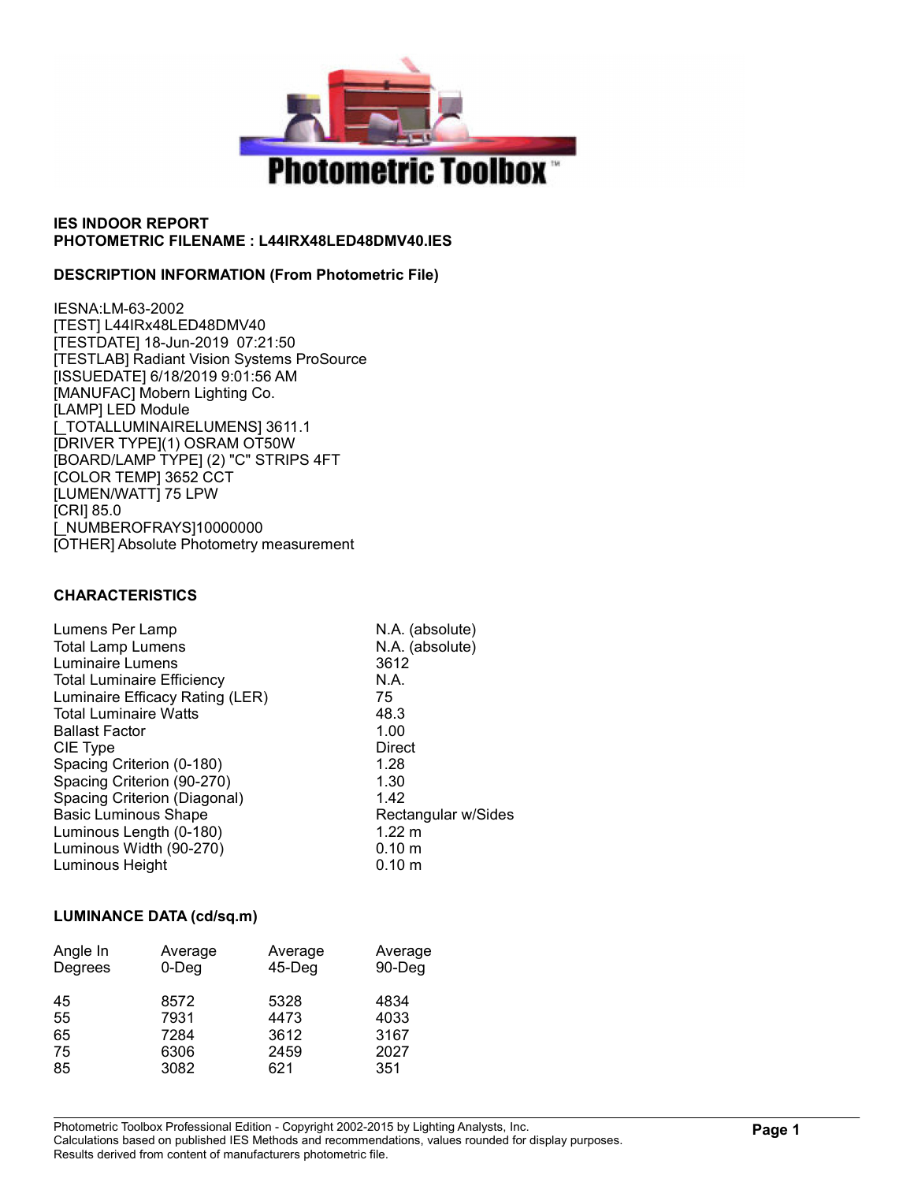**IES INDOOR REPORT**
**PHOTOMETRIC FILENAME : L44IRX48LED48DMV40.IES**

**DESCRIPTION INFORMATION (From Photometric File)**

IESNA:LM-63-2002
[TEST] L44IRx48LED48DMV40
[TESTDATE] 18-Jun-2019 07:21:50
[TESTLAB] Radiant Vision Systems ProSource
[ISSUEDATE] 6/18/2019 9:01:56 AM
[MANUFAC] Mobern Lighting Co.
[LAMP] LED Module
[_TOTALLUMINAIRELUMENS] 3611.1
[DRIVER TYPE](1) OSRAM OT50W
[BOARD/LAMP TYPE] (2) "C" STRIPS 4FT
[COLOR TEMP] 3652 CCT
[LUMEN/WATT] 75 LPW
[CRI] 85.0
[_NUMBEROFRAYS]10000000
[OTHER] Absolute Photometry measurement

**CHARACTERISTICS**

| | |
|---|---|
| Lumens Per Lamp | N.A. (absolute) |
| Total Lamp Lumens | N.A. (absolute) |
| Luminaire Lumens | 3612 |
| Total Luminaire Efficiency | N.A. |
| Luminaire Efficacy Rating (LER) | 75 |
| Total Luminaire Watts | 48.3 |
| Ballast Factor | 1.00 |
| CIE Type | Direct |
| Spacing Criterion (0-180) | 1.28 |
| Spacing Criterion (90-270) | 1.30 |
| Spacing Criterion (Diagonal) | 1.42 |
| Basic Luminous Shape | Rectangular w/Sides |
| Luminous Length (0-180) | 1.22 m |
| Luminous Width (90-270) | 0.10 m |
| Luminous Height | 0.10 m |

**LUMINANCE DATA (cd/sq.m)**

| Angle In Degrees | Average 0-Deg | Average 45-Deg | Average 90-Deg |
|---|---|---|---|
| 45 | 8572 | 5328 | 4834 |
| 55 | 7931 | 4473 | 4033 |
| 65 | 7284 | 3612 | 3167 |
| 75 | 6306 | 2459 | 2027 |
| 85 | 3082 | 621 | 351 |

Photometric Toolbox Professional Edition - Copyright 2002-2015 by Lighting Analysts, Inc.
Calculations based on published IES Methods and recommendations, values rounded for display purposes.
Results derived from content of manufacturers photometric file.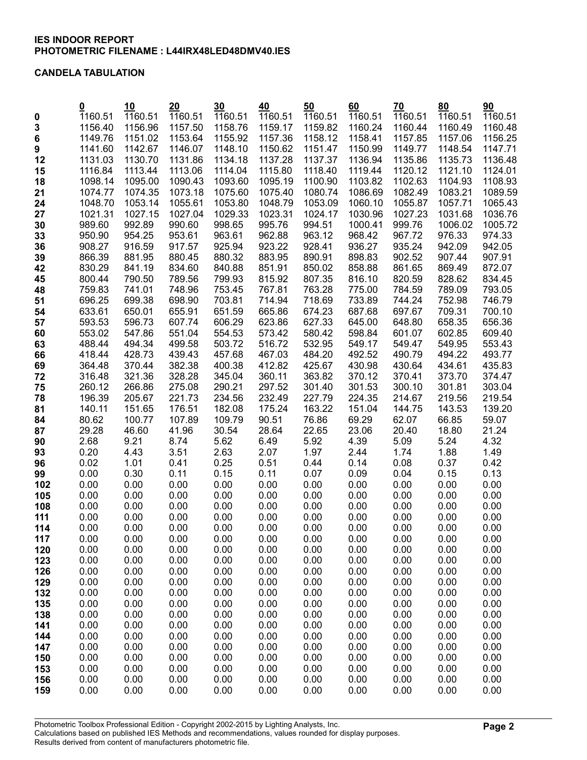**IES INDOOR REPORT**
**PHOTOMETRIC FILENAME : L44IRX48LED48DMV40.IES**

**CANDELA TABULATION**

| | 0 | 10 | 20 | 30 | 40 | 50 | 60 | 70 | 80 | 90 |
|---|---|---|---|---|---|---|---|---|---|---|
| **0** | 1160.51 | 1160.51 | 1160.51 | 1160.51 | 1160.51 | 1160.51 | 1160.51 | 1160.51 | 1160.51 | 1160.51 |
| **3** | 1156.40 | 1156.96 | 1157.50 | 1158.76 | 1159.17 | 1159.82 | 1160.24 | 1160.44 | 1160.49 | 1160.48 |
| **6** | 1149.76 | 1151.02 | 1153.64 | 1155.92 | 1157.36 | 1158.12 | 1158.41 | 1157.85 | 1157.06 | 1156.25 |
| **9** | 1141.60 | 1142.67 | 1146.07 | 1148.10 | 1150.62 | 1151.47 | 1150.99 | 1149.77 | 1148.54 | 1147.71 |
| **12** | 1131.03 | 1130.70 | 1131.86 | 1134.18 | 1137.28 | 1137.37 | 1136.94 | 1135.86 | 1135.73 | 1136.48 |
| **15** | 1116.84 | 1113.44 | 1113.06 | 1114.04 | 1115.80 | 1118.40 | 1119.44 | 1120.12 | 1121.10 | 1124.01 |
| **18** | 1098.14 | 1095.00 | 1090.43 | 1093.60 | 1095.19 | 1100.90 | 1103.82 | 1102.63 | 1104.93 | 1108.93 |
| **21** | 1074.77 | 1074.35 | 1073.18 | 1075.60 | 1075.40 | 1080.74 | 1086.69 | 1082.49 | 1083.21 | 1089.59 |
| **24** | 1048.70 | 1053.14 | 1055.61 | 1053.80 | 1048.79 | 1053.09 | 1060.10 | 1055.87 | 1057.71 | 1065.43 |
| **27** | 1021.31 | 1027.15 | 1027.04 | 1029.33 | 1023.31 | 1024.17 | 1030.96 | 1027.23 | 1031.68 | 1036.76 |
| **30** | 989.60 | 992.89 | 990.60 | 998.65 | 995.76 | 994.51 | 1000.41 | 999.76 | 1006.02 | 1005.72 |
| **33** | 950.90 | 954.25 | 953.61 | 963.61 | 962.88 | 963.12 | 968.42 | 967.72 | 976.33 | 974.33 |
| **36** | 908.27 | 916.59 | 917.57 | 925.94 | 923.22 | 928.41 | 936.27 | 935.24 | 942.09 | 942.05 |
| **39** | 866.39 | 881.95 | 880.45 | 880.32 | 883.95 | 890.91 | 898.83 | 902.52 | 907.44 | 907.91 |
| **42** | 830.29 | 841.19 | 834.60 | 840.88 | 851.91 | 850.02 | 858.88 | 861.65 | 869.49 | 872.07 |
| **45** | 800.44 | 790.50 | 789.56 | 799.93 | 815.92 | 807.35 | 816.10 | 820.59 | 828.62 | 834.45 |
| **48** | 759.83 | 741.01 | 748.96 | 753.45 | 767.81 | 763.28 | 775.00 | 784.59 | 789.09 | 793.05 |
| **51** | 696.25 | 699.38 | 698.90 | 703.81 | 714.94 | 718.69 | 733.89 | 744.24 | 752.98 | 746.79 |
| **54** | 633.61 | 650.01 | 655.91 | 651.59 | 665.86 | 674.23 | 687.68 | 697.67 | 709.31 | 700.10 |
| **57** | 593.53 | 596.73 | 607.74 | 606.29 | 623.86 | 627.33 | 645.00 | 648.80 | 658.35 | 656.36 |
| **60** | 553.02 | 547.86 | 551.04 | 554.53 | 573.42 | 580.42 | 598.84 | 601.07 | 602.85 | 609.40 |
| **63** | 488.44 | 494.34 | 499.58 | 503.72 | 516.72 | 532.95 | 549.17 | 549.47 | 549.95 | 553.43 |
| **66** | 418.44 | 428.73 | 439.43 | 457.68 | 467.03 | 484.20 | 492.52 | 490.79 | 494.22 | 493.77 |
| **69** | 364.48 | 370.44 | 382.38 | 400.38 | 412.82 | 425.67 | 430.98 | 430.64 | 434.61 | 435.83 |
| **72** | 316.48 | 321.36 | 328.28 | 345.04 | 360.11 | 363.82 | 370.12 | 370.41 | 373.70 | 374.47 |
| **75** | 260.12 | 266.86 | 275.08 | 290.21 | 297.52 | 301.40 | 301.53 | 300.10 | 301.81 | 303.04 |
| **78** | 196.39 | 205.67 | 221.73 | 234.56 | 232.49 | 227.79 | 224.35 | 214.67 | 219.56 | 219.54 |
| **81** | 140.11 | 151.65 | 176.51 | 182.08 | 175.24 | 163.22 | 151.04 | 144.75 | 143.53 | 139.20 |
| **84** | 80.62 | 100.77 | 107.89 | 109.79 | 90.51 | 76.86 | 69.29 | 62.07 | 66.85 | 59.07 |
| **87** | 29.28 | 46.60 | 41.96 | 30.54 | 28.64 | 22.65 | 23.06 | 20.40 | 18.80 | 21.24 |
| **90** | 2.68 | 9.21 | 8.74 | 5.62 | 6.49 | 5.92 | 4.39 | 5.09 | 5.24 | 4.32 |
| **93** | 0.20 | 4.43 | 3.51 | 2.63 | 2.07 | 1.97 | 2.44 | 1.74 | 1.88 | 1.49 |
| **96** | 0.02 | 1.01 | 0.41 | 0.25 | 0.51 | 0.44 | 0.14 | 0.08 | 0.37 | 0.42 |
| **99** | 0.00 | 0.30 | 0.11 | 0.15 | 0.11 | 0.07 | 0.09 | 0.04 | 0.15 | 0.13 |
| **102** | 0.00 | 0.00 | 0.00 | 0.00 | 0.00 | 0.00 | 0.00 | 0.00 | 0.00 | 0.00 |
| **105** | 0.00 | 0.00 | 0.00 | 0.00 | 0.00 | 0.00 | 0.00 | 0.00 | 0.00 | 0.00 |
| **108** | 0.00 | 0.00 | 0.00 | 0.00 | 0.00 | 0.00 | 0.00 | 0.00 | 0.00 | 0.00 |
| **111** | 0.00 | 0.00 | 0.00 | 0.00 | 0.00 | 0.00 | 0.00 | 0.00 | 0.00 | 0.00 |
| **114** | 0.00 | 0.00 | 0.00 | 0.00 | 0.00 | 0.00 | 0.00 | 0.00 | 0.00 | 0.00 |
| **117** | 0.00 | 0.00 | 0.00 | 0.00 | 0.00 | 0.00 | 0.00 | 0.00 | 0.00 | 0.00 |
| **120** | 0.00 | 0.00 | 0.00 | 0.00 | 0.00 | 0.00 | 0.00 | 0.00 | 0.00 | 0.00 |
| **123** | 0.00 | 0.00 | 0.00 | 0.00 | 0.00 | 0.00 | 0.00 | 0.00 | 0.00 | 0.00 |
| **126** | 0.00 | 0.00 | 0.00 | 0.00 | 0.00 | 0.00 | 0.00 | 0.00 | 0.00 | 0.00 |
| **129** | 0.00 | 0.00 | 0.00 | 0.00 | 0.00 | 0.00 | 0.00 | 0.00 | 0.00 | 0.00 |
| **132** | 0.00 | 0.00 | 0.00 | 0.00 | 0.00 | 0.00 | 0.00 | 0.00 | 0.00 | 0.00 |
| **135** | 0.00 | 0.00 | 0.00 | 0.00 | 0.00 | 0.00 | 0.00 | 0.00 | 0.00 | 0.00 |
| **138** | 0.00 | 0.00 | 0.00 | 0.00 | 0.00 | 0.00 | 0.00 | 0.00 | 0.00 | 0.00 |
| **141** | 0.00 | 0.00 | 0.00 | 0.00 | 0.00 | 0.00 | 0.00 | 0.00 | 0.00 | 0.00 |
| **144** | 0.00 | 0.00 | 0.00 | 0.00 | 0.00 | 0.00 | 0.00 | 0.00 | 0.00 | 0.00 |
| **147** | 0.00 | 0.00 | 0.00 | 0.00 | 0.00 | 0.00 | 0.00 | 0.00 | 0.00 | 0.00 |
| **150** | 0.00 | 0.00 | 0.00 | 0.00 | 0.00 | 0.00 | 0.00 | 0.00 | 0.00 | 0.00 |
| **153** | 0.00 | 0.00 | 0.00 | 0.00 | 0.00 | 0.00 | 0.00 | 0.00 | 0.00 | 0.00 |
| **156** | 0.00 | 0.00 | 0.00 | 0.00 | 0.00 | 0.00 | 0.00 | 0.00 | 0.00 | 0.00 |
| **159** | 0.00 | 0.00 | 0.00 | 0.00 | 0.00 | 0.00 | 0.00 | 0.00 | 0.00 | 0.00 |

Photometric Toolbox Professional Edition - Copyright 2002-2015 by Lighting Analysts, Inc.
Calculations based on published IES Methods and recommendations, values rounded for display purposes.
Results derived from content of manufacturers photometric file.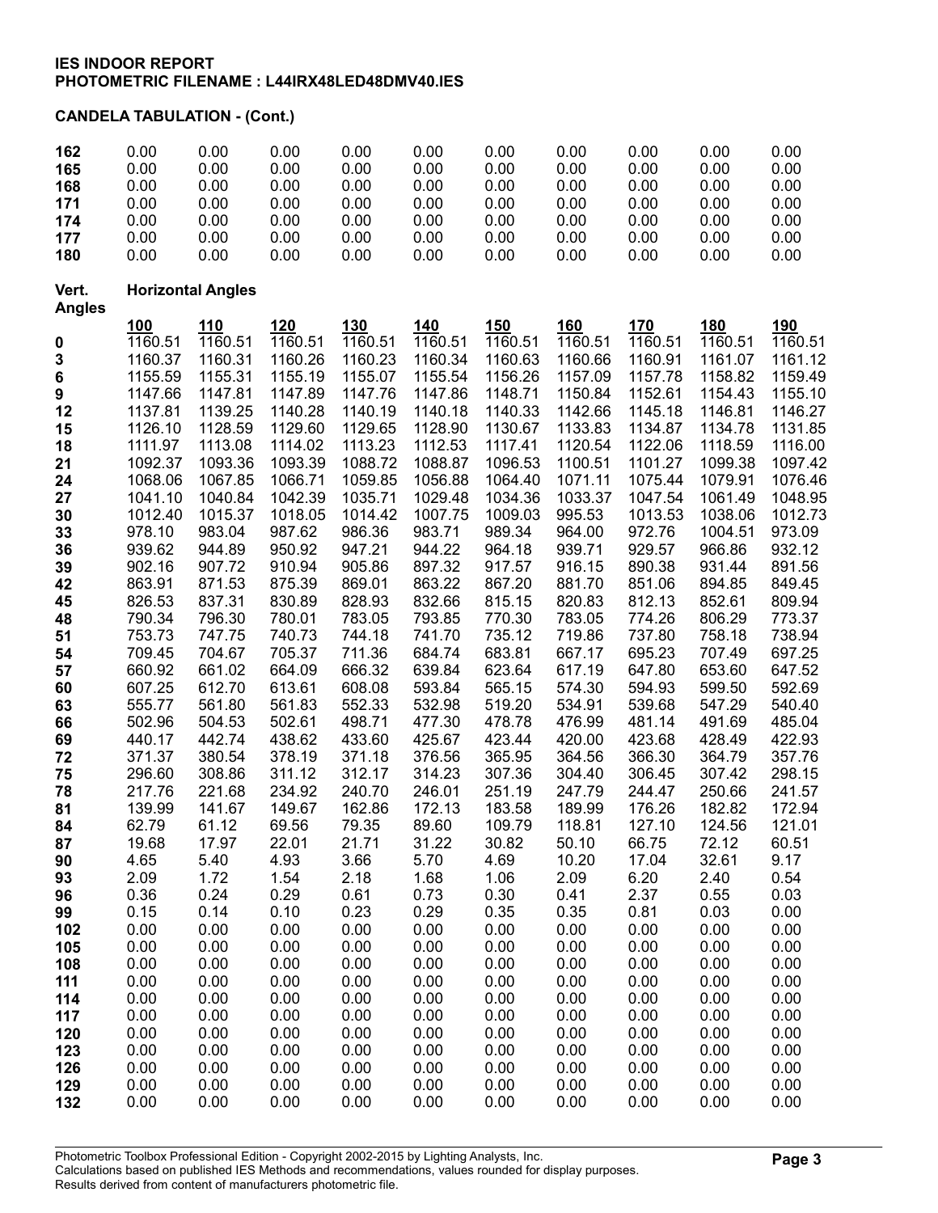**IES INDOOR REPORT**
**PHOTOMETRIC FILENAME : L44IRX48LED48DMV40.IES**

**CANDELA TABULATION - (Cont.)**

| | | | | | | | | | | |
|---|---|---|---|---|---|---|---|---|---|---|
| **162** | 0.00 | 0.00 | 0.00 | 0.00 | 0.00 | 0.00 | 0.00 | 0.00 | 0.00 | 0.00 |
| **165** | 0.00 | 0.00 | 0.00 | 0.00 | 0.00 | 0.00 | 0.00 | 0.00 | 0.00 | 0.00 |
| **168** | 0.00 | 0.00 | 0.00 | 0.00 | 0.00 | 0.00 | 0.00 | 0.00 | 0.00 | 0.00 |
| **171** | 0.00 | 0.00 | 0.00 | 0.00 | 0.00 | 0.00 | 0.00 | 0.00 | 0.00 | 0.00 |
| **174** | 0.00 | 0.00 | 0.00 | 0.00 | 0.00 | 0.00 | 0.00 | 0.00 | 0.00 | 0.00 |
| **177** | 0.00 | 0.00 | 0.00 | 0.00 | 0.00 | 0.00 | 0.00 | 0.00 | 0.00 | 0.00 |
| **180** | 0.00 | 0.00 | 0.00 | 0.00 | 0.00 | 0.00 | 0.00 | 0.00 | 0.00 | 0.00 |

| **Vert. Angles** | **Horizontal Angles** | | | | | | | | | |
|---|---|---|---|---|---|---|---|---|---|---|
| | **100** | **110** | **120** | **130** | **140** | **150** | **160** | **170** | **180** | **190** |
| **0** | 1160.51 | 1160.51 | 1160.51 | 1160.51 | 1160.51 | 1160.51 | 1160.51 | 1160.51 | 1160.51 | 1160.51 |
| **3** | 1160.37 | 1160.31 | 1160.26 | 1160.23 | 1160.34 | 1160.63 | 1160.66 | 1160.91 | 1161.07 | 1161.12 |
| **6** | 1155.59 | 1155.31 | 1155.19 | 1155.07 | 1155.54 | 1156.26 | 1157.09 | 1157.78 | 1158.82 | 1159.49 |
| **9** | 1147.66 | 1147.81 | 1147.89 | 1147.76 | 1147.86 | 1148.71 | 1150.84 | 1152.61 | 1154.43 | 1155.10 |
| **12** | 1137.81 | 1139.25 | 1140.28 | 1140.19 | 1140.18 | 1140.33 | 1142.66 | 1145.18 | 1146.81 | 1146.27 |
| **15** | 1126.10 | 1128.59 | 1129.60 | 1129.65 | 1128.90 | 1130.67 | 1133.83 | 1134.87 | 1134.78 | 1131.85 |
| **18** | 1111.97 | 1113.08 | 1114.02 | 1113.23 | 1112.53 | 1117.41 | 1120.54 | 1122.06 | 1118.59 | 1116.00 |
| **21** | 1092.37 | 1093.36 | 1093.39 | 1088.72 | 1088.87 | 1096.53 | 1100.51 | 1101.27 | 1099.38 | 1097.42 |
| **24** | 1068.06 | 1067.85 | 1066.71 | 1059.85 | 1056.88 | 1064.40 | 1071.11 | 1075.44 | 1079.91 | 1076.46 |
| **27** | 1041.10 | 1040.84 | 1042.39 | 1035.71 | 1029.48 | 1034.36 | 1033.37 | 1047.54 | 1061.49 | 1048.95 |
| **30** | 1012.40 | 1015.37 | 1018.05 | 1014.42 | 1007.75 | 1009.03 | 995.53 | 1013.53 | 1038.06 | 1012.73 |
| **33** | 978.10 | 983.04 | 987.62 | 986.36 | 983.71 | 989.34 | 964.00 | 972.76 | 1004.51 | 973.09 |
| **36** | 939.62 | 944.89 | 950.92 | 947.21 | 944.22 | 964.18 | 939.71 | 929.57 | 966.86 | 932.12 |
| **39** | 902.16 | 907.72 | 910.94 | 905.86 | 897.32 | 917.57 | 916.15 | 890.38 | 931.44 | 891.56 |
| **42** | 863.91 | 871.53 | 875.39 | 869.01 | 863.22 | 867.20 | 881.70 | 851.06 | 894.85 | 849.45 |
| **45** | 826.53 | 837.31 | 830.89 | 828.93 | 832.66 | 815.15 | 820.83 | 812.13 | 852.61 | 809.94 |
| **48** | 790.34 | 796.30 | 780.01 | 783.05 | 793.85 | 770.30 | 783.05 | 774.26 | 806.29 | 773.37 |
| **51** | 753.73 | 747.75 | 740.73 | 744.18 | 741.70 | 735.12 | 719.86 | 737.80 | 758.18 | 738.94 |
| **54** | 709.45 | 704.67 | 705.37 | 711.36 | 684.74 | 683.81 | 667.17 | 695.23 | 707.49 | 697.25 |
| **57** | 660.92 | 661.02 | 664.09 | 666.32 | 639.84 | 623.64 | 617.19 | 647.80 | 653.60 | 647.52 |
| **60** | 607.25 | 612.70 | 613.61 | 608.08 | 593.84 | 565.15 | 574.30 | 594.93 | 599.50 | 592.69 |
| **63** | 555.77 | 561.80 | 561.83 | 552.33 | 532.98 | 519.20 | 534.91 | 539.68 | 547.29 | 540.40 |
| **66** | 502.96 | 504.53 | 502.61 | 498.71 | 477.30 | 478.78 | 476.99 | 481.14 | 491.69 | 485.04 |
| **69** | 440.17 | 442.74 | 438.62 | 433.60 | 425.67 | 423.44 | 420.00 | 423.68 | 428.49 | 422.93 |
| **72** | 371.37 | 380.54 | 378.19 | 371.18 | 376.56 | 365.95 | 364.56 | 366.30 | 364.79 | 357.76 |
| **75** | 296.60 | 308.86 | 311.12 | 312.17 | 314.23 | 307.36 | 304.40 | 306.45 | 307.42 | 298.15 |
| **78** | 217.76 | 221.68 | 234.92 | 240.70 | 246.01 | 251.19 | 247.79 | 244.47 | 250.66 | 241.57 |
| **81** | 139.99 | 141.67 | 149.67 | 162.86 | 172.13 | 183.58 | 189.99 | 176.26 | 182.82 | 172.94 |
| **84** | 62.79 | 61.12 | 69.56 | 79.35 | 89.60 | 109.79 | 118.81 | 127.10 | 124.56 | 121.01 |
| **87** | 19.68 | 17.97 | 22.01 | 21.71 | 31.22 | 30.82 | 50.10 | 66.75 | 72.12 | 60.51 |
| **90** | 4.65 | 5.40 | 4.93 | 3.66 | 5.70 | 4.69 | 10.20 | 17.04 | 32.61 | 9.17 |
| **93** | 2.09 | 1.72 | 1.54 | 2.18 | 1.68 | 1.06 | 2.09 | 6.20 | 2.40 | 0.54 |
| **96** | 0.36 | 0.24 | 0.29 | 0.61 | 0.73 | 0.30 | 0.41 | 2.37 | 0.55 | 0.03 |
| **99** | 0.15 | 0.14 | 0.10 | 0.23 | 0.29 | 0.35 | 0.35 | 0.81 | 0.03 | 0.00 |
| **102** | 0.00 | 0.00 | 0.00 | 0.00 | 0.00 | 0.00 | 0.00 | 0.00 | 0.00 | 0.00 |
| **105** | 0.00 | 0.00 | 0.00 | 0.00 | 0.00 | 0.00 | 0.00 | 0.00 | 0.00 | 0.00 |
| **108** | 0.00 | 0.00 | 0.00 | 0.00 | 0.00 | 0.00 | 0.00 | 0.00 | 0.00 | 0.00 |
| **111** | 0.00 | 0.00 | 0.00 | 0.00 | 0.00 | 0.00 | 0.00 | 0.00 | 0.00 | 0.00 |
| **114** | 0.00 | 0.00 | 0.00 | 0.00 | 0.00 | 0.00 | 0.00 | 0.00 | 0.00 | 0.00 |
| **117** | 0.00 | 0.00 | 0.00 | 0.00 | 0.00 | 0.00 | 0.00 | 0.00 | 0.00 | 0.00 |
| **120** | 0.00 | 0.00 | 0.00 | 0.00 | 0.00 | 0.00 | 0.00 | 0.00 | 0.00 | 0.00 |
| **123** | 0.00 | 0.00 | 0.00 | 0.00 | 0.00 | 0.00 | 0.00 | 0.00 | 0.00 | 0.00 |
| **126** | 0.00 | 0.00 | 0.00 | 0.00 | 0.00 | 0.00 | 0.00 | 0.00 | 0.00 | 0.00 |
| **129** | 0.00 | 0.00 | 0.00 | 0.00 | 0.00 | 0.00 | 0.00 | 0.00 | 0.00 | 0.00 |
| **132** | 0.00 | 0.00 | 0.00 | 0.00 | 0.00 | 0.00 | 0.00 | 0.00 | 0.00 | 0.00 |

Photometric Toolbox Professional Edition - Copyright 2002-2015 by Lighting Analysts, Inc.
Calculations based on published IES Methods and recommendations, values rounded for display purposes.
Results derived from content of manufacturers photometric file.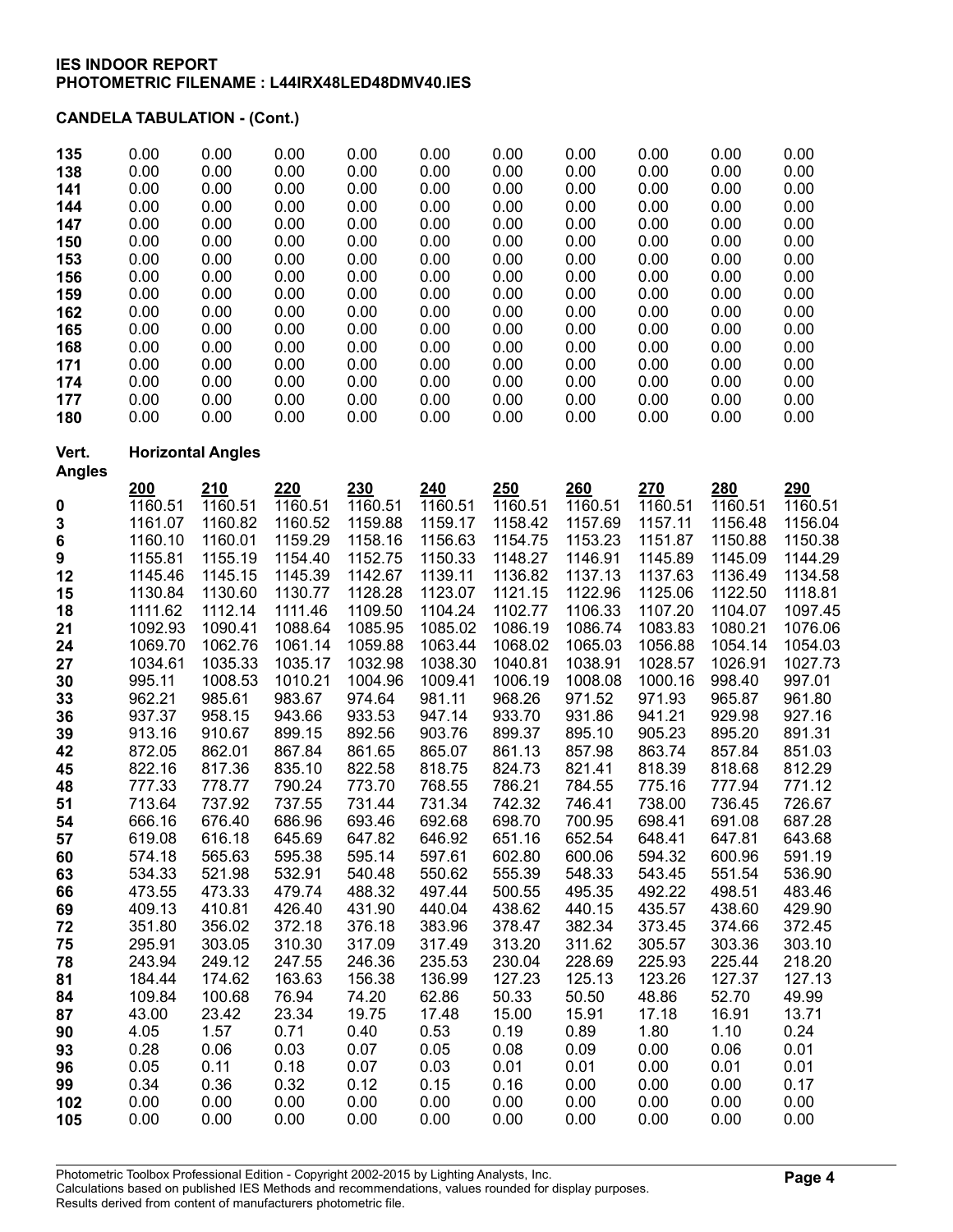**IES INDOOR REPORT**
**PHOTOMETRIC FILENAME : L44IRX48LED48DMV40.IES**

**CANDELA TABULATION - (Cont.)**

| | | | | | | | | | | |
|---|---|---|---|---|---|---|---|---|---|---|
| **135** | 0.00 | 0.00 | 0.00 | 0.00 | 0.00 | 0.00 | 0.00 | 0.00 | 0.00 | 0.00 |
| **138** | 0.00 | 0.00 | 0.00 | 0.00 | 0.00 | 0.00 | 0.00 | 0.00 | 0.00 | 0.00 |
| **141** | 0.00 | 0.00 | 0.00 | 0.00 | 0.00 | 0.00 | 0.00 | 0.00 | 0.00 | 0.00 |
| **144** | 0.00 | 0.00 | 0.00 | 0.00 | 0.00 | 0.00 | 0.00 | 0.00 | 0.00 | 0.00 |
| **147** | 0.00 | 0.00 | 0.00 | 0.00 | 0.00 | 0.00 | 0.00 | 0.00 | 0.00 | 0.00 |
| **150** | 0.00 | 0.00 | 0.00 | 0.00 | 0.00 | 0.00 | 0.00 | 0.00 | 0.00 | 0.00 |
| **153** | 0.00 | 0.00 | 0.00 | 0.00 | 0.00 | 0.00 | 0.00 | 0.00 | 0.00 | 0.00 |
| **156** | 0.00 | 0.00 | 0.00 | 0.00 | 0.00 | 0.00 | 0.00 | 0.00 | 0.00 | 0.00 |
| **159** | 0.00 | 0.00 | 0.00 | 0.00 | 0.00 | 0.00 | 0.00 | 0.00 | 0.00 | 0.00 |
| **162** | 0.00 | 0.00 | 0.00 | 0.00 | 0.00 | 0.00 | 0.00 | 0.00 | 0.00 | 0.00 |
| **165** | 0.00 | 0.00 | 0.00 | 0.00 | 0.00 | 0.00 | 0.00 | 0.00 | 0.00 | 0.00 |
| **168** | 0.00 | 0.00 | 0.00 | 0.00 | 0.00 | 0.00 | 0.00 | 0.00 | 0.00 | 0.00 |
| **171** | 0.00 | 0.00 | 0.00 | 0.00 | 0.00 | 0.00 | 0.00 | 0.00 | 0.00 | 0.00 |
| **174** | 0.00 | 0.00 | 0.00 | 0.00 | 0.00 | 0.00 | 0.00 | 0.00 | 0.00 | 0.00 |
| **177** | 0.00 | 0.00 | 0.00 | 0.00 | 0.00 | 0.00 | 0.00 | 0.00 | 0.00 | 0.00 |
| **180** | 0.00 | 0.00 | 0.00 | 0.00 | 0.00 | 0.00 | 0.00 | 0.00 | 0.00 | 0.00 |

| **Vert. Angles** | **Horizontal Angles** | | | | | | | | | |
|---|---|---|---|---|---|---|---|---|---|---|
| | **200** | **210** | **220** | **230** | **240** | **250** | **260** | **270** | **280** | **290** |
| **0** | 1160.51 | 1160.51 | 1160.51 | 1160.51 | 1160.51 | 1160.51 | 1160.51 | 1160.51 | 1160.51 | 1160.51 |
| **3** | 1161.07 | 1160.82 | 1160.52 | 1159.88 | 1159.17 | 1158.42 | 1157.69 | 1157.11 | 1156.48 | 1156.04 |
| **6** | 1160.10 | 1160.01 | 1159.29 | 1158.16 | 1156.63 | 1154.75 | 1153.23 | 1151.87 | 1150.88 | 1150.38 |
| **9** | 1155.81 | 1155.19 | 1154.40 | 1152.75 | 1150.33 | 1148.27 | 1146.91 | 1145.89 | 1145.09 | 1144.29 |
| **12** | 1145.46 | 1145.15 | 1145.39 | 1142.67 | 1139.11 | 1136.82 | 1137.13 | 1137.63 | 1136.49 | 1134.58 |
| **15** | 1130.84 | 1130.60 | 1130.77 | 1128.28 | 1123.07 | 1121.15 | 1122.96 | 1125.06 | 1122.50 | 1118.81 |
| **18** | 1111.62 | 1112.14 | 1111.46 | 1109.50 | 1104.24 | 1102.77 | 1106.33 | 1107.20 | 1104.07 | 1097.45 |
| **21** | 1092.93 | 1090.41 | 1088.64 | 1085.95 | 1085.02 | 1086.19 | 1086.74 | 1083.83 | 1080.21 | 1076.06 |
| **24** | 1069.70 | 1062.76 | 1061.14 | 1059.88 | 1063.44 | 1068.02 | 1065.03 | 1056.88 | 1054.14 | 1054.03 |
| **27** | 1034.61 | 1035.33 | 1035.17 | 1032.98 | 1038.30 | 1040.81 | 1038.91 | 1028.57 | 1026.91 | 1027.73 |
| **30** | 995.11 | 1008.53 | 1010.21 | 1004.96 | 1009.41 | 1006.19 | 1008.08 | 1000.16 | 998.40 | 997.01 |
| **33** | 962.21 | 985.61 | 983.67 | 974.64 | 981.11 | 968.26 | 971.52 | 971.93 | 965.87 | 961.80 |
| **36** | 937.37 | 958.15 | 943.66 | 933.53 | 947.14 | 933.70 | 931.86 | 941.21 | 929.98 | 927.16 |
| **39** | 913.16 | 910.67 | 899.15 | 892.56 | 903.76 | 899.37 | 895.10 | 905.23 | 895.20 | 891.31 |
| **42** | 872.05 | 862.01 | 867.84 | 861.65 | 865.07 | 861.13 | 857.98 | 863.74 | 857.84 | 851.03 |
| **45** | 822.16 | 817.36 | 835.10 | 822.58 | 818.75 | 824.73 | 821.41 | 818.39 | 818.68 | 812.29 |
| **48** | 777.33 | 778.77 | 790.24 | 773.70 | 768.55 | 786.21 | 784.55 | 775.16 | 777.94 | 771.12 |
| **51** | 713.64 | 737.92 | 737.55 | 731.44 | 731.34 | 742.32 | 746.41 | 738.00 | 736.45 | 726.67 |
| **54** | 666.16 | 676.40 | 686.96 | 693.46 | 692.68 | 698.70 | 700.95 | 698.41 | 691.08 | 687.28 |
| **57** | 619.08 | 616.18 | 645.69 | 647.82 | 646.92 | 651.16 | 652.54 | 648.41 | 647.81 | 643.68 |
| **60** | 574.18 | 565.63 | 595.38 | 595.14 | 597.61 | 602.80 | 600.06 | 594.32 | 600.96 | 591.19 |
| **63** | 534.33 | 521.98 | 532.91 | 540.48 | 550.62 | 555.39 | 548.33 | 543.45 | 551.54 | 536.90 |
| **66** | 473.55 | 473.33 | 479.74 | 488.32 | 497.44 | 500.55 | 495.35 | 492.22 | 498.51 | 483.46 |
| **69** | 409.13 | 410.81 | 426.40 | 431.90 | 440.04 | 438.62 | 440.15 | 435.57 | 438.60 | 429.90 |
| **72** | 351.80 | 356.02 | 372.18 | 376.18 | 383.96 | 378.47 | 382.34 | 373.45 | 374.66 | 372.45 |
| **75** | 295.91 | 303.05 | 310.30 | 317.09 | 317.49 | 313.20 | 311.62 | 305.57 | 303.36 | 303.10 |
| **78** | 243.94 | 249.12 | 247.55 | 246.36 | 235.53 | 230.04 | 228.69 | 225.93 | 225.44 | 218.20 |
| **81** | 184.44 | 174.62 | 163.63 | 156.38 | 136.99 | 127.23 | 125.13 | 123.26 | 127.37 | 127.13 |
| **84** | 109.84 | 100.68 | 76.94 | 74.20 | 62.86 | 50.33 | 50.50 | 48.86 | 52.70 | 49.99 |
| **87** | 43.00 | 23.42 | 23.34 | 19.75 | 17.48 | 15.00 | 15.91 | 17.18 | 16.91 | 13.71 |
| **90** | 4.05 | 1.57 | 0.71 | 0.40 | 0.53 | 0.19 | 0.89 | 1.80 | 1.10 | 0.24 |
| **93** | 0.28 | 0.06 | 0.03 | 0.07 | 0.05 | 0.08 | 0.09 | 0.00 | 0.06 | 0.01 |
| **96** | 0.05 | 0.11 | 0.18 | 0.07 | 0.03 | 0.01 | 0.01 | 0.00 | 0.01 | 0.01 |
| **99** | 0.34 | 0.36 | 0.32 | 0.12 | 0.15 | 0.16 | 0.00 | 0.00 | 0.00 | 0.17 |
| **102** | 0.00 | 0.00 | 0.00 | 0.00 | 0.00 | 0.00 | 0.00 | 0.00 | 0.00 | 0.00 |
| **105** | 0.00 | 0.00 | 0.00 | 0.00 | 0.00 | 0.00 | 0.00 | 0.00 | 0.00 | 0.00 |

Photometric Toolbox Professional Edition - Copyright 2002-2015 by Lighting Analysts, Inc.
Calculations based on published IES Methods and recommendations, values rounded for display purposes.
Results derived from content of manufacturers photometric file.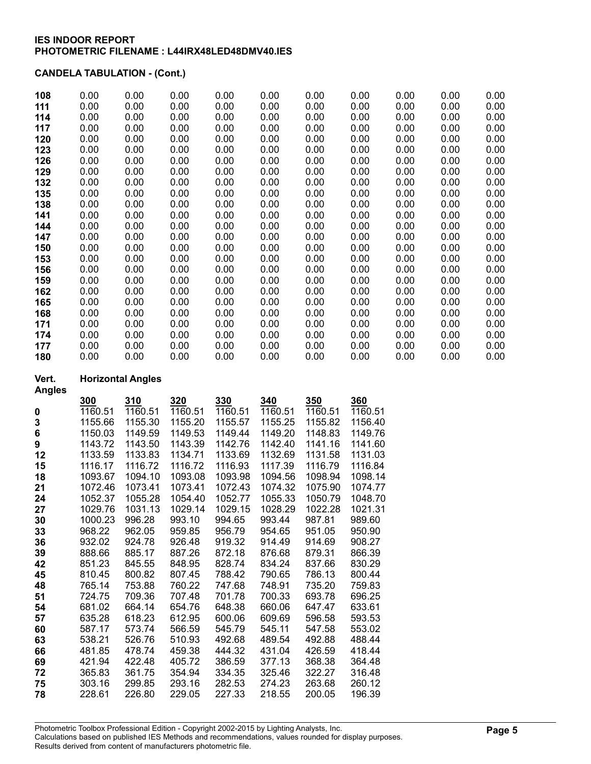**IES INDOOR REPORT**
**PHOTOMETRIC FILENAME : L44IRX48LED48DMV40.IES**

**CANDELA TABULATION - (Cont.)**

| | | | | | | | | | | |
|---|---|---|---|---|---|---|---|---|---|---|
| **108** | 0.00 | 0.00 | 0.00 | 0.00 | 0.00 | 0.00 | 0.00 | 0.00 | 0.00 | 0.00 |
| **111** | 0.00 | 0.00 | 0.00 | 0.00 | 0.00 | 0.00 | 0.00 | 0.00 | 0.00 | 0.00 |
| **114** | 0.00 | 0.00 | 0.00 | 0.00 | 0.00 | 0.00 | 0.00 | 0.00 | 0.00 | 0.00 |
| **117** | 0.00 | 0.00 | 0.00 | 0.00 | 0.00 | 0.00 | 0.00 | 0.00 | 0.00 | 0.00 |
| **120** | 0.00 | 0.00 | 0.00 | 0.00 | 0.00 | 0.00 | 0.00 | 0.00 | 0.00 | 0.00 |
| **123** | 0.00 | 0.00 | 0.00 | 0.00 | 0.00 | 0.00 | 0.00 | 0.00 | 0.00 | 0.00 |
| **126** | 0.00 | 0.00 | 0.00 | 0.00 | 0.00 | 0.00 | 0.00 | 0.00 | 0.00 | 0.00 |
| **129** | 0.00 | 0.00 | 0.00 | 0.00 | 0.00 | 0.00 | 0.00 | 0.00 | 0.00 | 0.00 |
| **132** | 0.00 | 0.00 | 0.00 | 0.00 | 0.00 | 0.00 | 0.00 | 0.00 | 0.00 | 0.00 |
| **135** | 0.00 | 0.00 | 0.00 | 0.00 | 0.00 | 0.00 | 0.00 | 0.00 | 0.00 | 0.00 |
| **138** | 0.00 | 0.00 | 0.00 | 0.00 | 0.00 | 0.00 | 0.00 | 0.00 | 0.00 | 0.00 |
| **141** | 0.00 | 0.00 | 0.00 | 0.00 | 0.00 | 0.00 | 0.00 | 0.00 | 0.00 | 0.00 |
| **144** | 0.00 | 0.00 | 0.00 | 0.00 | 0.00 | 0.00 | 0.00 | 0.00 | 0.00 | 0.00 |
| **147** | 0.00 | 0.00 | 0.00 | 0.00 | 0.00 | 0.00 | 0.00 | 0.00 | 0.00 | 0.00 |
| **150** | 0.00 | 0.00 | 0.00 | 0.00 | 0.00 | 0.00 | 0.00 | 0.00 | 0.00 | 0.00 |
| **153** | 0.00 | 0.00 | 0.00 | 0.00 | 0.00 | 0.00 | 0.00 | 0.00 | 0.00 | 0.00 |
| **156** | 0.00 | 0.00 | 0.00 | 0.00 | 0.00 | 0.00 | 0.00 | 0.00 | 0.00 | 0.00 |
| **159** | 0.00 | 0.00 | 0.00 | 0.00 | 0.00 | 0.00 | 0.00 | 0.00 | 0.00 | 0.00 |
| **162** | 0.00 | 0.00 | 0.00 | 0.00 | 0.00 | 0.00 | 0.00 | 0.00 | 0.00 | 0.00 |
| **165** | 0.00 | 0.00 | 0.00 | 0.00 | 0.00 | 0.00 | 0.00 | 0.00 | 0.00 | 0.00 |
| **168** | 0.00 | 0.00 | 0.00 | 0.00 | 0.00 | 0.00 | 0.00 | 0.00 | 0.00 | 0.00 |
| **171** | 0.00 | 0.00 | 0.00 | 0.00 | 0.00 | 0.00 | 0.00 | 0.00 | 0.00 | 0.00 |
| **174** | 0.00 | 0.00 | 0.00 | 0.00 | 0.00 | 0.00 | 0.00 | 0.00 | 0.00 | 0.00 |
| **177** | 0.00 | 0.00 | 0.00 | 0.00 | 0.00 | 0.00 | 0.00 | 0.00 | 0.00 | 0.00 |
| **180** | 0.00 | 0.00 | 0.00 | 0.00 | 0.00 | 0.00 | 0.00 | 0.00 | 0.00 | 0.00 |

| **Vert. Angles** | **Horizontal Angles** | | | | | | |
|---|---|---|---|---|---|---|---|
| | **300** | **310** | **320** | **330** | **340** | **350** | **360** |
| **0** | 1160.51 | 1160.51 | 1160.51 | 1160.51 | 1160.51 | 1160.51 | 1160.51 |
| **3** | 1155.66 | 1155.30 | 1155.20 | 1155.57 | 1155.25 | 1155.82 | 1156.40 |
| **6** | 1150.03 | 1149.59 | 1149.53 | 1149.44 | 1149.20 | 1148.83 | 1149.76 |
| **9** | 1143.72 | 1143.50 | 1143.39 | 1142.76 | 1142.40 | 1141.16 | 1141.60 |
| **12** | 1133.59 | 1133.83 | 1134.71 | 1133.69 | 1132.69 | 1131.58 | 1131.03 |
| **15** | 1116.17 | 1116.72 | 1116.72 | 1116.93 | 1117.39 | 1116.79 | 1116.84 |
| **18** | 1093.67 | 1094.10 | 1093.08 | 1093.98 | 1094.56 | 1098.94 | 1098.14 |
| **21** | 1072.46 | 1073.41 | 1073.41 | 1072.43 | 1074.32 | 1075.90 | 1074.77 |
| **24** | 1052.37 | 1055.28 | 1054.40 | 1052.77 | 1055.33 | 1050.79 | 1048.70 |
| **27** | 1029.76 | 1031.13 | 1029.14 | 1029.15 | 1028.29 | 1022.28 | 1021.31 |
| **30** | 1000.23 | 996.28 | 993.10 | 994.65 | 993.44 | 987.81 | 989.60 |
| **33** | 968.22 | 962.05 | 959.85 | 956.79 | 954.65 | 951.05 | 950.90 |
| **36** | 932.02 | 924.78 | 926.48 | 919.32 | 914.49 | 914.69 | 908.27 |
| **39** | 888.66 | 885.17 | 887.26 | 872.18 | 876.68 | 879.31 | 866.39 |
| **42** | 851.23 | 845.55 | 848.95 | 828.74 | 834.24 | 837.66 | 830.29 |
| **45** | 810.45 | 800.82 | 807.45 | 788.42 | 790.65 | 786.13 | 800.44 |
| **48** | 765.14 | 753.88 | 760.22 | 747.68 | 748.91 | 735.20 | 759.83 |
| **51** | 724.75 | 709.36 | 707.48 | 701.78 | 700.33 | 693.78 | 696.25 |
| **54** | 681.02 | 664.14 | 654.76 | 648.38 | 660.06 | 647.47 | 633.61 |
| **57** | 635.28 | 618.23 | 612.95 | 600.06 | 609.69 | 596.58 | 593.53 |
| **60** | 587.17 | 573.74 | 566.59 | 545.79 | 545.11 | 547.58 | 553.02 |
| **63** | 538.21 | 526.76 | 510.93 | 492.68 | 489.54 | 492.88 | 488.44 |
| **66** | 481.85 | 478.74 | 459.38 | 444.32 | 431.04 | 426.59 | 418.44 |
| **69** | 421.94 | 422.48 | 405.72 | 386.59 | 377.13 | 368.38 | 364.48 |
| **72** | 365.83 | 361.75 | 354.94 | 334.35 | 325.46 | 322.27 | 316.48 |
| **75** | 303.16 | 299.85 | 293.16 | 282.53 | 274.23 | 263.68 | 260.12 |
| **78** | 228.61 | 226.80 | 229.05 | 227.33 | 218.55 | 200.05 | 196.39 |

Photometric Toolbox Professional Edition - Copyright 2002-2015 by Lighting Analysts, Inc.
Calculations based on published IES Methods and recommendations, values rounded for display purposes.
Results derived from content of manufacturers photometric file.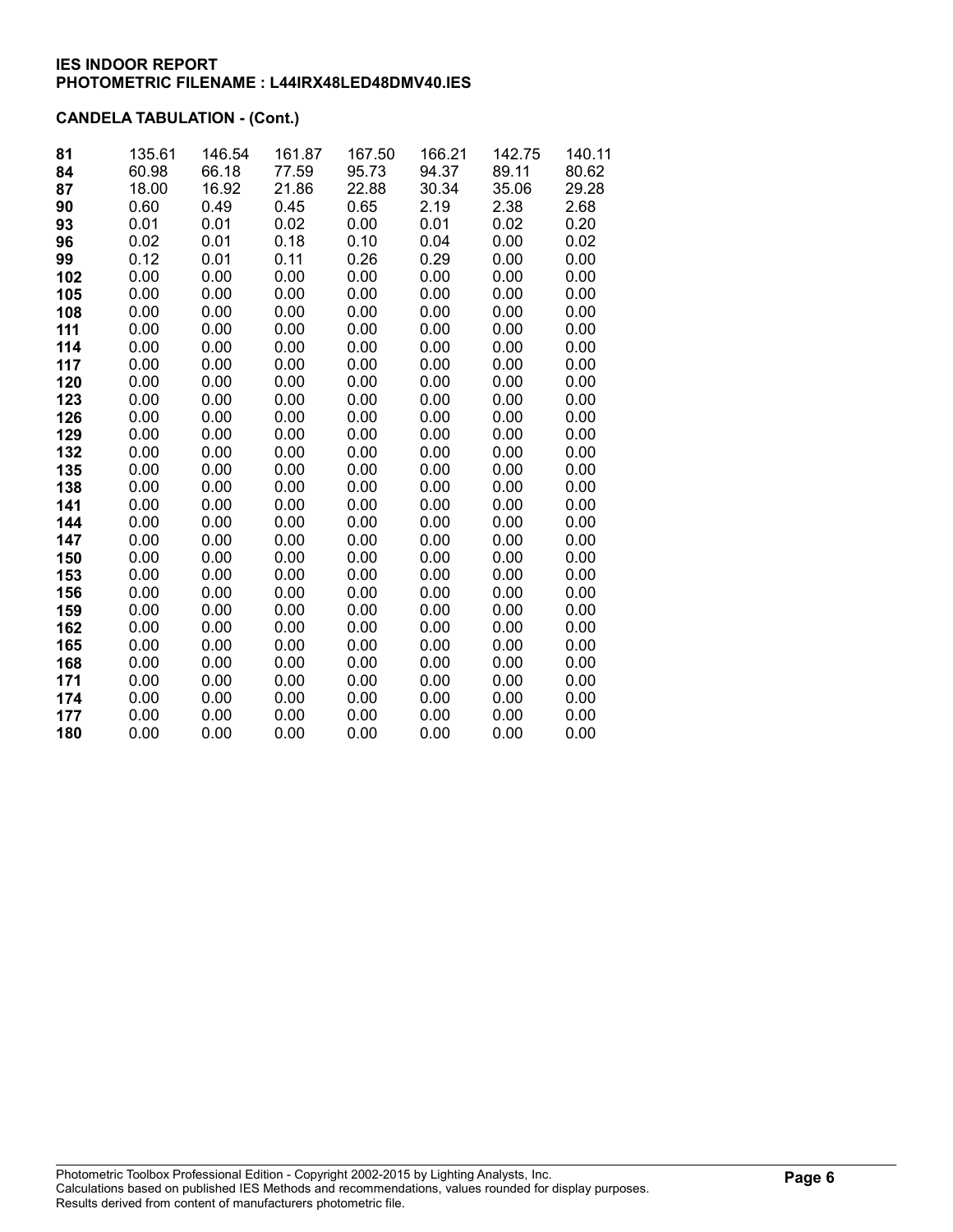**IES INDOOR REPORT**
**PHOTOMETRIC FILENAME : L44IRX48LED48DMV40.IES**

**CANDELA TABULATION - (Cont.)**

| | | | | | | | |
|---|---|---|---|---|---|---|---|
| **81** | 135.61 | 146.54 | 161.87 | 167.50 | 166.21 | 142.75 | 140.11 |
| **84** | 60.98 | 66.18 | 77.59 | 95.73 | 94.37 | 89.11 | 80.62 |
| **87** | 18.00 | 16.92 | 21.86 | 22.88 | 30.34 | 35.06 | 29.28 |
| **90** | 0.60 | 0.49 | 0.45 | 0.65 | 2.19 | 2.38 | 2.68 |
| **93** | 0.01 | 0.01 | 0.02 | 0.00 | 0.01 | 0.02 | 0.20 |
| **96** | 0.02 | 0.01 | 0.18 | 0.10 | 0.04 | 0.00 | 0.02 |
| **99** | 0.12 | 0.01 | 0.11 | 0.26 | 0.29 | 0.00 | 0.00 |
| **102** | 0.00 | 0.00 | 0.00 | 0.00 | 0.00 | 0.00 | 0.00 |
| **105** | 0.00 | 0.00 | 0.00 | 0.00 | 0.00 | 0.00 | 0.00 |
| **108** | 0.00 | 0.00 | 0.00 | 0.00 | 0.00 | 0.00 | 0.00 |
| **111** | 0.00 | 0.00 | 0.00 | 0.00 | 0.00 | 0.00 | 0.00 |
| **114** | 0.00 | 0.00 | 0.00 | 0.00 | 0.00 | 0.00 | 0.00 |
| **117** | 0.00 | 0.00 | 0.00 | 0.00 | 0.00 | 0.00 | 0.00 |
| **120** | 0.00 | 0.00 | 0.00 | 0.00 | 0.00 | 0.00 | 0.00 |
| **123** | 0.00 | 0.00 | 0.00 | 0.00 | 0.00 | 0.00 | 0.00 |
| **126** | 0.00 | 0.00 | 0.00 | 0.00 | 0.00 | 0.00 | 0.00 |
| **129** | 0.00 | 0.00 | 0.00 | 0.00 | 0.00 | 0.00 | 0.00 |
| **132** | 0.00 | 0.00 | 0.00 | 0.00 | 0.00 | 0.00 | 0.00 |
| **135** | 0.00 | 0.00 | 0.00 | 0.00 | 0.00 | 0.00 | 0.00 |
| **138** | 0.00 | 0.00 | 0.00 | 0.00 | 0.00 | 0.00 | 0.00 |
| **141** | 0.00 | 0.00 | 0.00 | 0.00 | 0.00 | 0.00 | 0.00 |
| **144** | 0.00 | 0.00 | 0.00 | 0.00 | 0.00 | 0.00 | 0.00 |
| **147** | 0.00 | 0.00 | 0.00 | 0.00 | 0.00 | 0.00 | 0.00 |
| **150** | 0.00 | 0.00 | 0.00 | 0.00 | 0.00 | 0.00 | 0.00 |
| **153** | 0.00 | 0.00 | 0.00 | 0.00 | 0.00 | 0.00 | 0.00 |
| **156** | 0.00 | 0.00 | 0.00 | 0.00 | 0.00 | 0.00 | 0.00 |
| **159** | 0.00 | 0.00 | 0.00 | 0.00 | 0.00 | 0.00 | 0.00 |
| **162** | 0.00 | 0.00 | 0.00 | 0.00 | 0.00 | 0.00 | 0.00 |
| **165** | 0.00 | 0.00 | 0.00 | 0.00 | 0.00 | 0.00 | 0.00 |
| **168** | 0.00 | 0.00 | 0.00 | 0.00 | 0.00 | 0.00 | 0.00 |
| **171** | 0.00 | 0.00 | 0.00 | 0.00 | 0.00 | 0.00 | 0.00 |
| **174** | 0.00 | 0.00 | 0.00 | 0.00 | 0.00 | 0.00 | 0.00 |
| **177** | 0.00 | 0.00 | 0.00 | 0.00 | 0.00 | 0.00 | 0.00 |
| **180** | 0.00 | 0.00 | 0.00 | 0.00 | 0.00 | 0.00 | 0.00 |

Photometric Toolbox Professional Edition - Copyright 2002-2015 by Lighting Analysts, Inc.
Calculations based on published IES Methods and recommendations, values rounded for display purposes.
Results derived from content of manufacturers photometric file.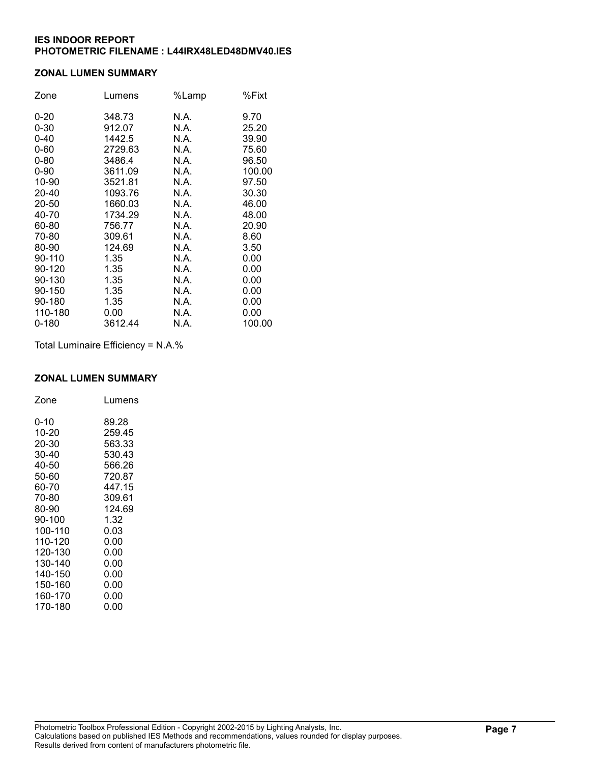**IES INDOOR REPORT**
**PHOTOMETRIC FILENAME : L44IRX48LED48DMV40.IES**

## ZONAL LUMEN SUMMARY

| Zone | Lumens | %Lamp | %Fixt |
|---|---|---|---|
| 0-20 | 348.73 | N.A. | 9.70 |
| 0-30 | 912.07 | N.A. | 25.20 |
| 0-40 | 1442.5 | N.A. | 39.90 |
| 0-60 | 2729.63 | N.A. | 75.60 |
| 0-80 | 3486.4 | N.A. | 96.50 |
| 0-90 | 3611.09 | N.A. | 100.00 |
| 10-90 | 3521.81 | N.A. | 97.50 |
| 20-40 | 1093.76 | N.A. | 30.30 |
| 20-50 | 1660.03 | N.A. | 46.00 |
| 40-70 | 1734.29 | N.A. | 48.00 |
| 60-80 | 756.77 | N.A. | 20.90 |
| 70-80 | 309.61 | N.A. | 8.60 |
| 80-90 | 124.69 | N.A. | 3.50 |
| 90-110 | 1.35 | N.A. | 0.00 |
| 90-120 | 1.35 | N.A. | 0.00 |
| 90-130 | 1.35 | N.A. | 0.00 |
| 90-150 | 1.35 | N.A. | 0.00 |
| 90-180 | 1.35 | N.A. | 0.00 |
| 110-180 | 0.00 | N.A. | 0.00 |
| 0-180 | 3612.44 | N.A. | 100.00 |

Total Luminaire Efficiency = N.A.%

## ZONAL LUMEN SUMMARY

| Zone | Lumens |
|---|---|
| 0-10 | 89.28 |
| 10-20 | 259.45 |
| 20-30 | 563.33 |
| 30-40 | 530.43 |
| 40-50 | 566.26 |
| 50-60 | 720.87 |
| 60-70 | 447.15 |
| 70-80 | 309.61 |
| 80-90 | 124.69 |
| 90-100 | 1.32 |
| 100-110 | 0.03 |
| 110-120 | 0.00 |
| 120-130 | 0.00 |
| 130-140 | 0.00 |
| 140-150 | 0.00 |
| 150-160 | 0.00 |
| 160-170 | 0.00 |
| 170-180 | 0.00 |

Photometric Toolbox Professional Edition - Copyright 2002-2015 by Lighting Analysts, Inc.
Calculations based on published IES Methods and recommendations, values rounded for display purposes.
Results derived from content of manufacturers photometric file.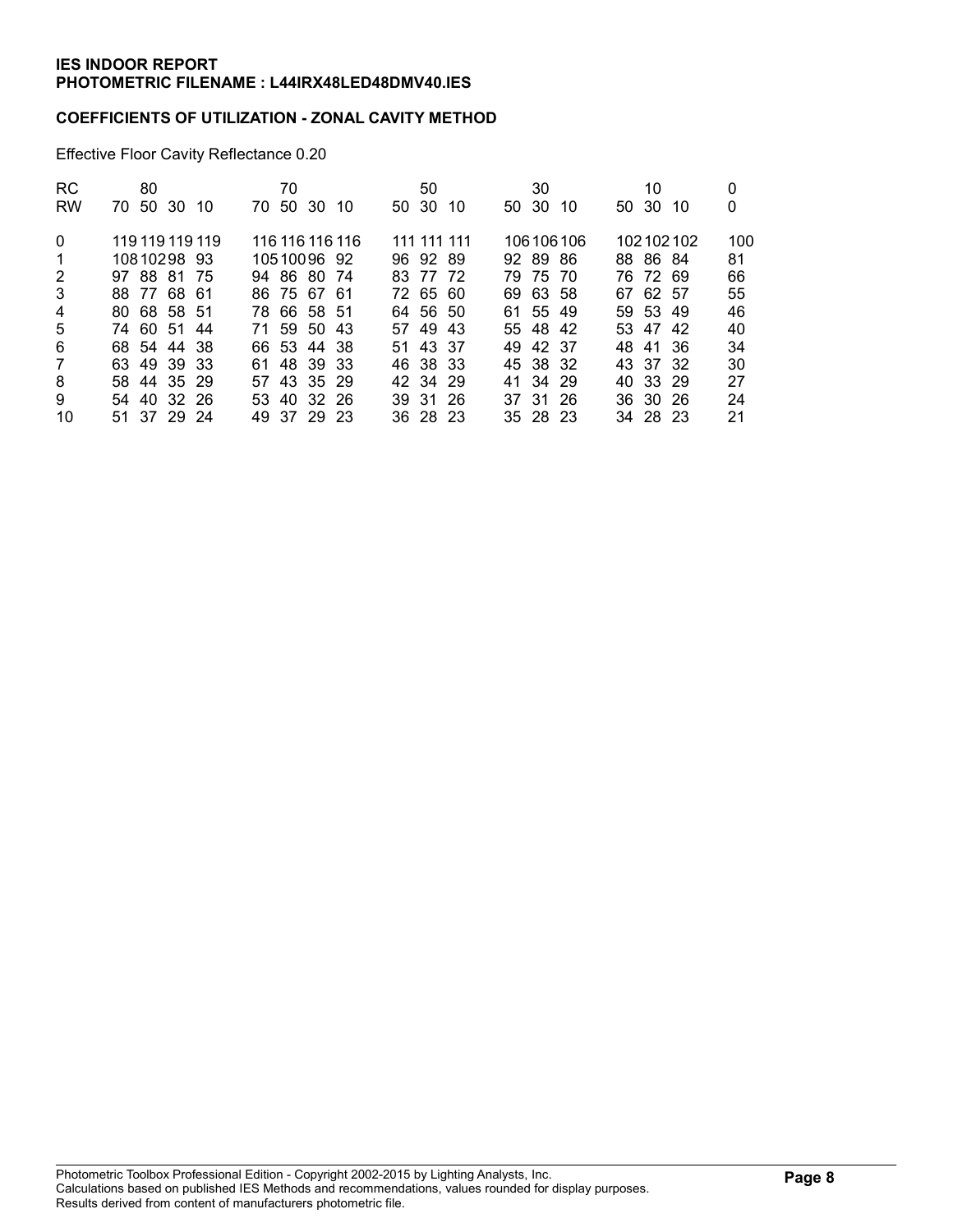**IES INDOOR REPORT**
**PHOTOMETRIC FILENAME : L44IRX48LED48DMV40.IES**

**COEFFICIENTS OF UTILIZATION - ZONAL CAVITY METHOD**

Effective Floor Cavity Reflectance 0.20

| RC | 80 | | | | 70 | | | | 50 | | | 30 | | | 10 | | | 0 |
|---|---|---|---|---|---|---|---|---|---|---|---|---|---|---|---|---|---|---|
| RW | 70 | 50 | 30 | 10 | 70 | 50 | 30 | 10 | 50 | 30 | 10 | 50 | 30 | 10 | 50 | 30 | 10 | 0 |
| 0 | 119 | 119 | 119 | 119 | 116 | 116 | 116 | 116 | 111 | 111 | 111 | 106 | 106 | 106 | 102 | 102 | 102 | 100 |
| 1 | 108 | 102 | 98 | 93 | 105 | 100 | 96 | 92 | 96 | 92 | 89 | 92 | 89 | 86 | 88 | 86 | 84 | 81 |
| 2 | 97 | 88 | 81 | 75 | 94 | 86 | 80 | 74 | 83 | 77 | 72 | 79 | 75 | 70 | 76 | 72 | 69 | 66 |
| 3 | 88 | 77 | 68 | 61 | 86 | 75 | 67 | 61 | 72 | 65 | 60 | 69 | 63 | 58 | 67 | 62 | 57 | 55 |
| 4 | 80 | 68 | 58 | 51 | 78 | 66 | 58 | 51 | 64 | 56 | 50 | 61 | 55 | 49 | 59 | 53 | 49 | 46 |
| 5 | 74 | 60 | 51 | 44 | 71 | 59 | 50 | 43 | 57 | 49 | 43 | 55 | 48 | 42 | 53 | 47 | 42 | 40 |
| 6 | 68 | 54 | 44 | 38 | 66 | 53 | 44 | 38 | 51 | 43 | 37 | 49 | 42 | 37 | 48 | 41 | 36 | 34 |
| 7 | 63 | 49 | 39 | 33 | 61 | 48 | 39 | 33 | 46 | 38 | 33 | 45 | 38 | 32 | 43 | 37 | 32 | 30 |
| 8 | 58 | 44 | 35 | 29 | 57 | 43 | 35 | 29 | 42 | 34 | 29 | 41 | 34 | 29 | 40 | 33 | 29 | 27 |
| 9 | 54 | 40 | 32 | 26 | 53 | 40 | 32 | 26 | 39 | 31 | 26 | 37 | 31 | 26 | 36 | 30 | 26 | 24 |
| 10 | 51 | 37 | 29 | 24 | 49 | 37 | 29 | 23 | 36 | 28 | 23 | 35 | 28 | 23 | 34 | 28 | 23 | 21 |

Photometric Toolbox Professional Edition - Copyright 2002-2015 by Lighting Analysts, Inc.
Calculations based on published IES Methods and recommendations, values rounded for display purposes.
Results derived from content of manufacturers photometric file.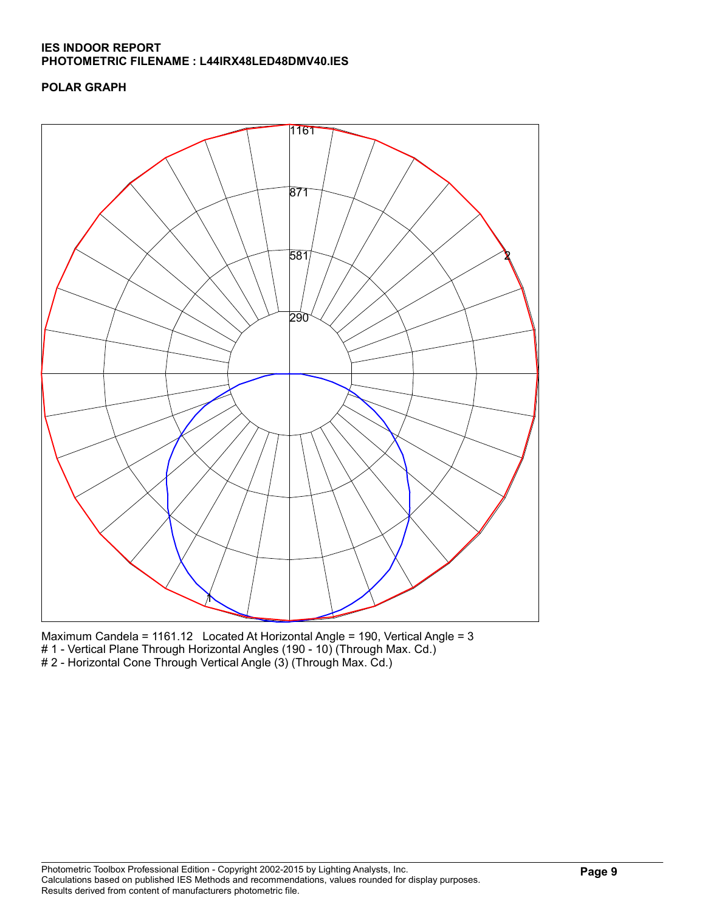**IES INDOOR REPORT**
**PHOTOMETRIC FILENAME : L44IRX48LED48DMV40.IES**

**POLAR GRAPH**

1161
871
581
290
2
1

Maximum Candela = 1161.12 Located At Horizontal Angle = 190, Vertical Angle = 3
# 1 - Vertical Plane Through Horizontal Angles (190 - 10) (Through Max. Cd.)
# 2 - Horizontal Cone Through Vertical Angle (3) (Through Max. Cd.)

Photometric Toolbox Professional Edition - Copyright 2002-2015 by Lighting Analysts, Inc.
Calculations based on published IES Methods and recommendations, values rounded for display purposes.
Results derived from content of manufacturers photometric file.